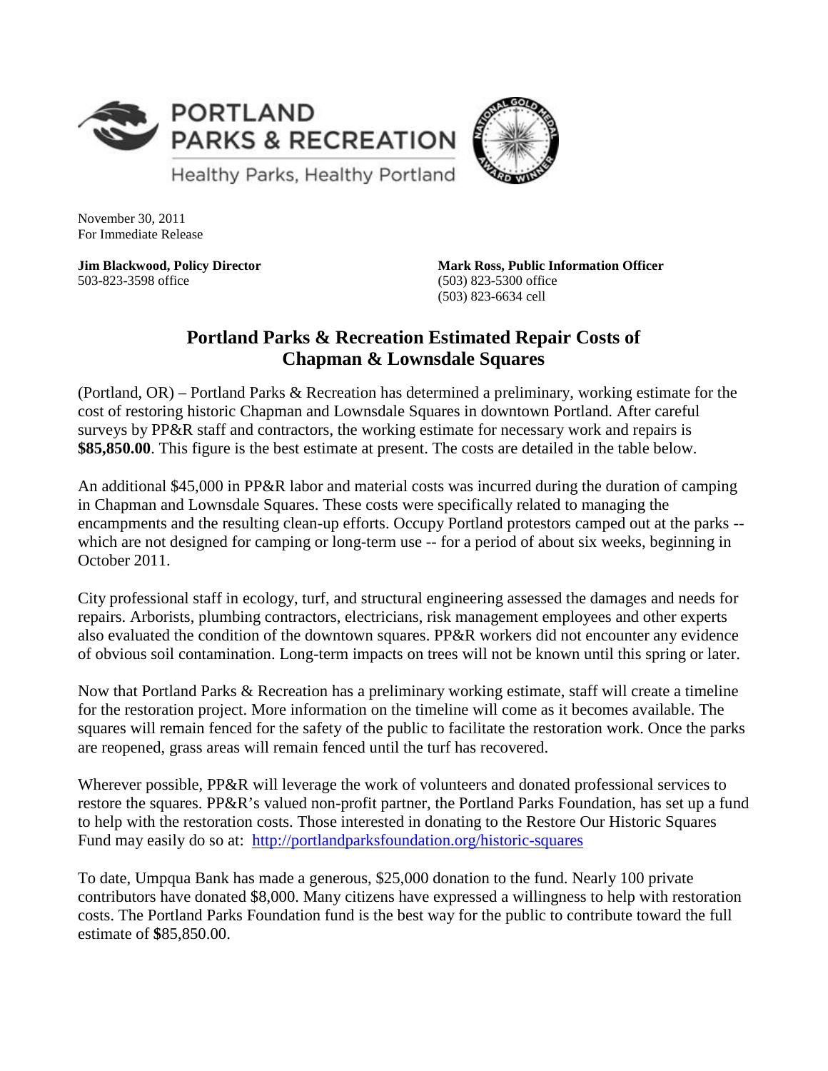PORTLAND PARKS & RECREATION

Healthy Parks, Healthy Portland

November 30, 2011
For Immediate Release

**Jim Blackwood, Policy Director**
503-823-3598 office

**Mark Ross, Public Information Officer**
(503) 823-5300 office
(503) 823-6634 cell

# Portland Parks & Recreation Estimated Repair Costs of Chapman & Lownsdale Squares

(Portland, OR) – Portland Parks & Recreation has determined a preliminary, working estimate for the cost of restoring historic Chapman and Lownsdale Squares in downtown Portland. After careful surveys by PP&R staff and contractors, the working estimate for necessary work and repairs is **$85,850.00**. This figure is the best estimate at present. The costs are detailed in the table below.

An additional $45,000 in PP&R labor and material costs was incurred during the duration of camping in Chapman and Lownsdale Squares. These costs were specifically related to managing the encampments and the resulting clean-up efforts. Occupy Portland protestors camped out at the parks -- which are not designed for camping or long-term use -- for a period of about six weeks, beginning in October 2011.

City professional staff in ecology, turf, and structural engineering assessed the damages and needs for repairs. Arborists, plumbing contractors, electricians, risk management employees and other experts also evaluated the condition of the downtown squares. PP&R workers did not encounter any evidence of obvious soil contamination. Long-term impacts on trees will not be known until this spring or later.

Now that Portland Parks & Recreation has a preliminary working estimate, staff will create a timeline for the restoration project. More information on the timeline will come as it becomes available. The squares will remain fenced for the safety of the public to facilitate the restoration work. Once the parks are reopened, grass areas will remain fenced until the turf has recovered.

Wherever possible, PP&R will leverage the work of volunteers and donated professional services to restore the squares. PP&R's valued non-profit partner, the Portland Parks Foundation, has set up a fund to help with the restoration costs. Those interested in donating to the Restore Our Historic Squares Fund may easily do so at: http://portlandparksfoundation.org/historic-squares

To date, Umpqua Bank has made a generous, $25,000 donation to the fund. Nearly 100 private contributors have donated $8,000. Many citizens have expressed a willingness to help with restoration costs. The Portland Parks Foundation fund is the best way for the public to contribute toward the full estimate of **$**85,850.00.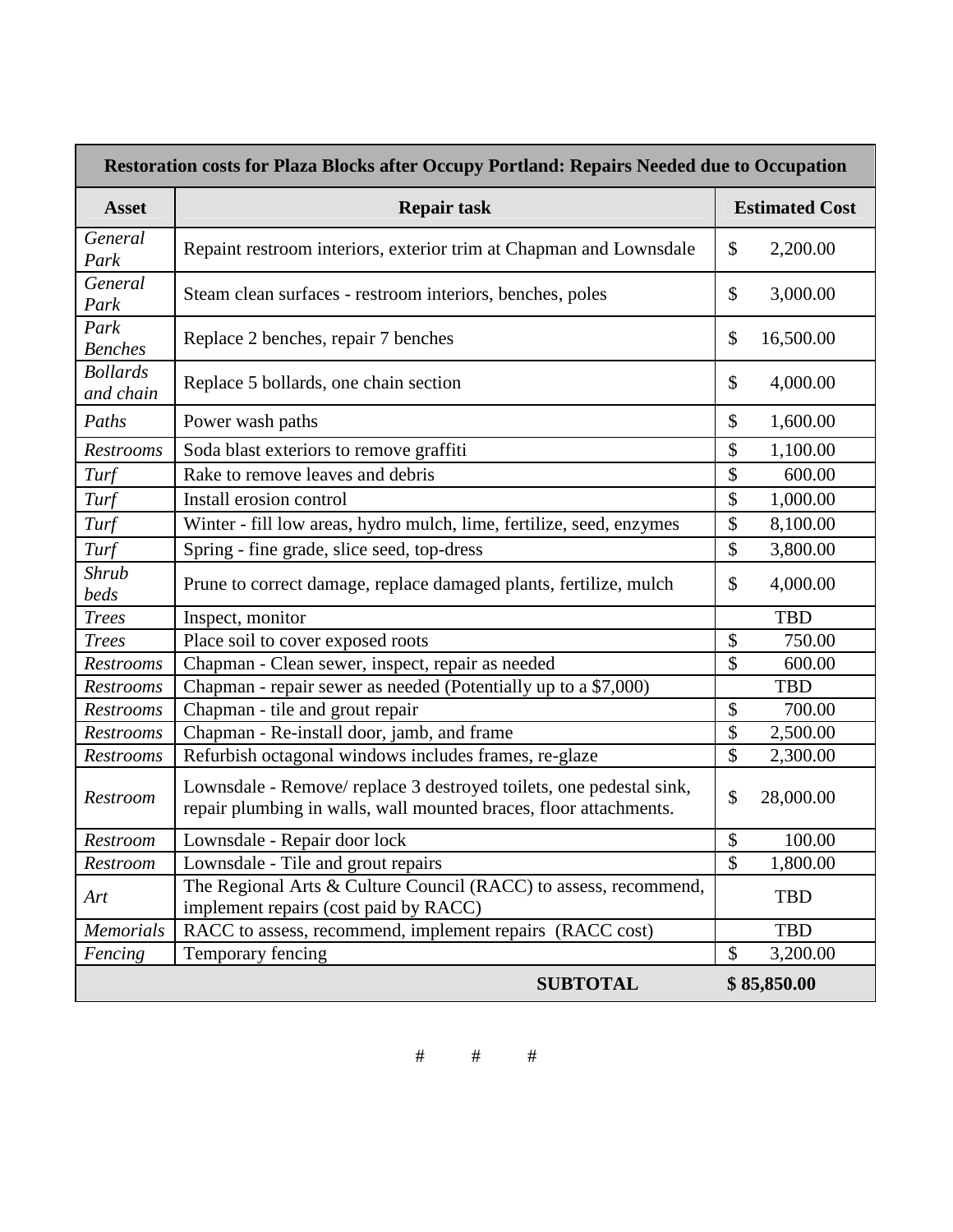| Restoration costs for Plaza Blocks after Occupy Portland: Repairs Needed due to Occupation | | |
|---|---|---|
| **Asset** | **Repair task** | **Estimated Cost** |
| *General Park* | Repaint restroom interiors, exterior trim at Chapman and Lownsdale | $ 2,200.00 |
| *General Park* | Steam clean surfaces - restroom interiors, benches, poles | $ 3,000.00 |
| *Park Benches* | Replace 2 benches, repair 7 benches | $ 16,500.00 |
| *Bollards and chain* | Replace 5 bollards, one chain section | $ 4,000.00 |
| *Paths* | Power wash paths | $ 1,600.00 |
| *Restrooms* | Soda blast exteriors to remove graffiti | $ 1,100.00 |
| *Turf* | Rake to remove leaves and debris | $ 600.00 |
| *Turf* | Install erosion control | $ 1,000.00 |
| *Turf* | Winter - fill low areas, hydro mulch, lime, fertilize, seed, enzymes | $ 8,100.00 |
| *Turf* | Spring - fine grade, slice seed, top-dress | $ 3,800.00 |
| *Shrub beds* | Prune to correct damage, replace damaged plants, fertilize, mulch | $ 4,000.00 |
| *Trees* | Inspect, monitor | TBD |
| *Trees* | Place soil to cover exposed roots | $ 750.00 |
| *Restrooms* | Chapman - Clean sewer, inspect, repair as needed | $ 600.00 |
| *Restrooms* | Chapman - repair sewer as needed (Potentially up to a $7,000) | TBD |
| *Restrooms* | Chapman - tile and grout repair | $ 700.00 |
| *Restrooms* | Chapman - Re-install door, jamb, and frame | $ 2,500.00 |
| *Restrooms* | Refurbish octagonal windows includes frames, re-glaze | $ 2,300.00 |
| *Restroom* | Lownsdale - Remove/ replace 3 destroyed toilets, one pedestal sink, repair plumbing in walls, wall mounted braces, floor attachments. | $ 28,000.00 |
| *Restroom* | Lownsdale - Repair door lock | $ 100.00 |
| *Restroom* | Lownsdale - Tile and grout repairs | $ 1,800.00 |
| *Art* | The Regional Arts & Culture Council (RACC) to assess, recommend, implement repairs (cost paid by RACC) | TBD |
| *Memorials* | RACC to assess, recommend, implement repairs (RACC cost) | TBD |
| *Fencing* | Temporary fencing | $ 3,200.00 |
| | **SUBTOTAL** | **$ 85,850.00** |

# # #